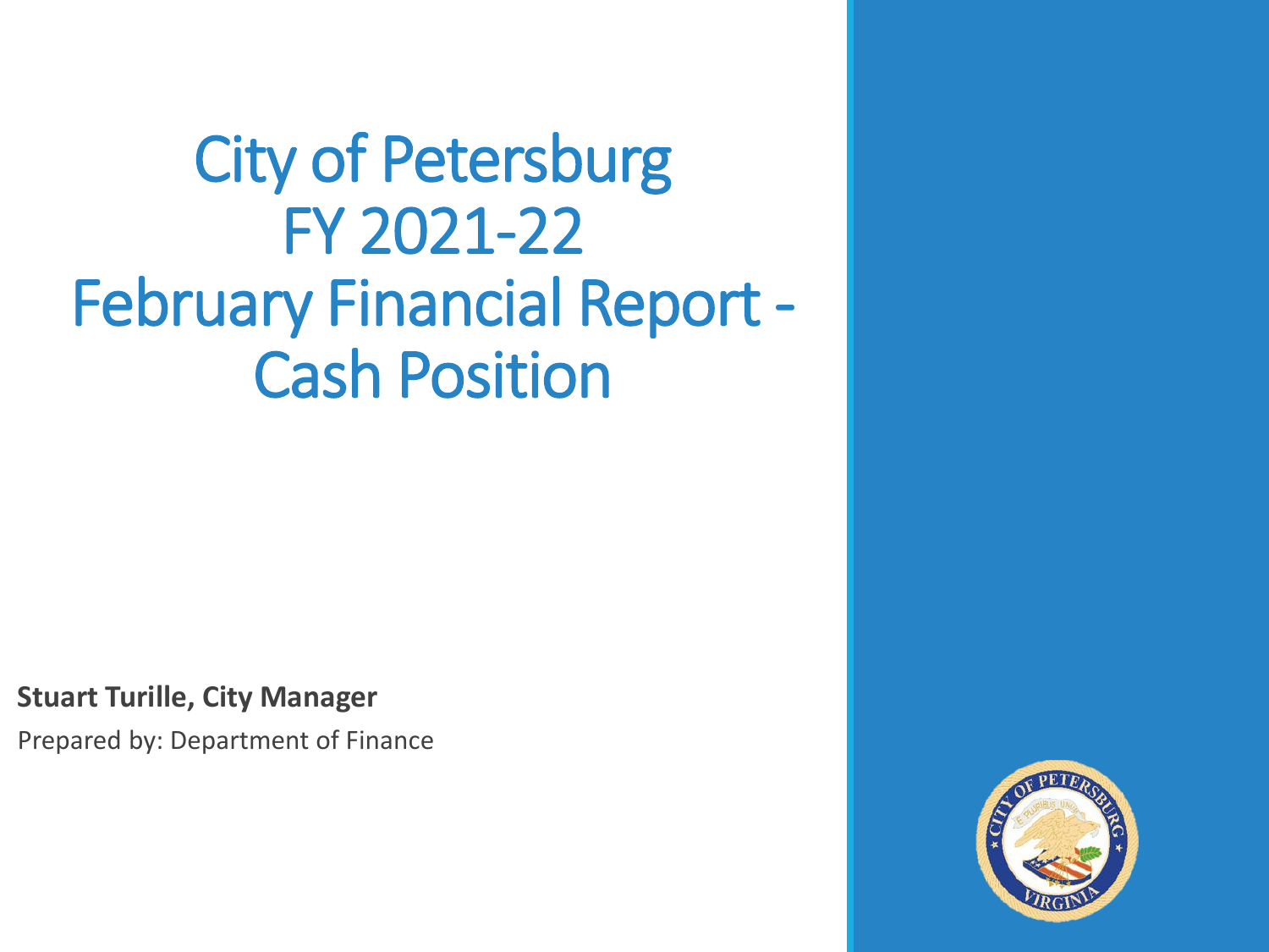# City of Petersburg FY 2021-22 February Financial Report - Cash Position

**Stuart Turille, City Manager**

Prepared by: Department of Finance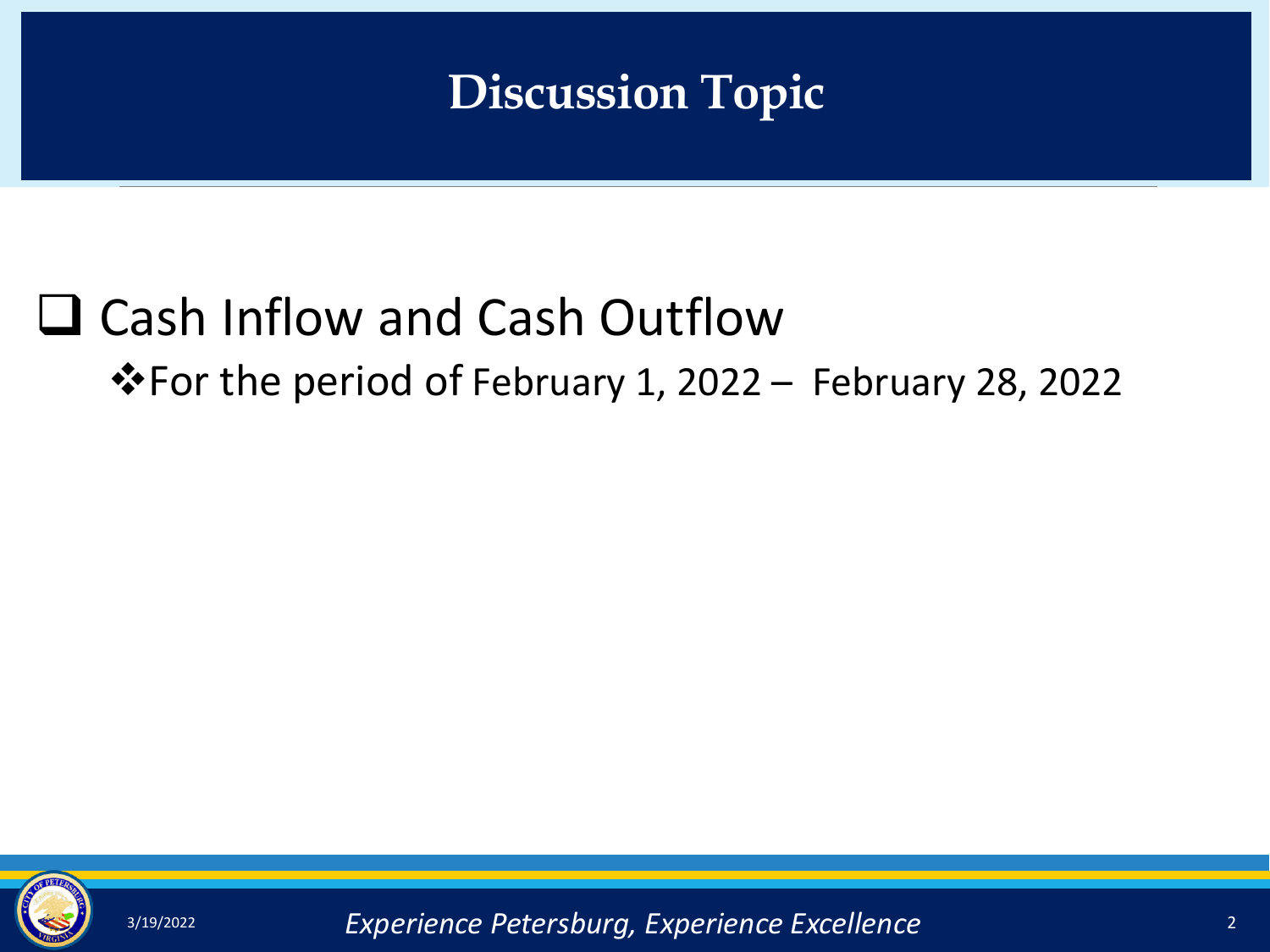# Discussion Topic

- Cash Inflow and Cash Outflow
  - For the period of February 1, 2022 – February 28, 2022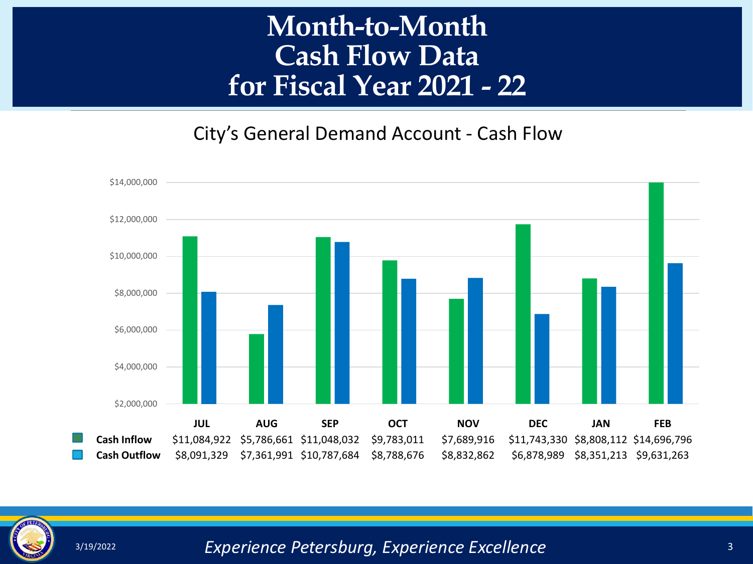# Month-to-Month Cash Flow Data for Fiscal Year 2021 - 22

## City's General Demand Account - Cash Flow

| | JUL | AUG | SEP | OCT | NOV | DEC | JAN | FEB |
|---|---|---|---|---|---|---|---|---|
| **Cash Inflow** | $11,084,922 | $5,786,661 | $11,048,032 | $9,783,011 | $7,689,916 | $11,743,330 | $8,808,112 | $14,696,796 |
| **Cash Outflow** | $8,091,329 | $7,361,991 | $10,787,684 | $8,788,676 | $8,832,862 | $6,878,989 | $8,351,213 | $9,631,263 |

3/19/2022

*Experience Petersburg, Experience Excellence*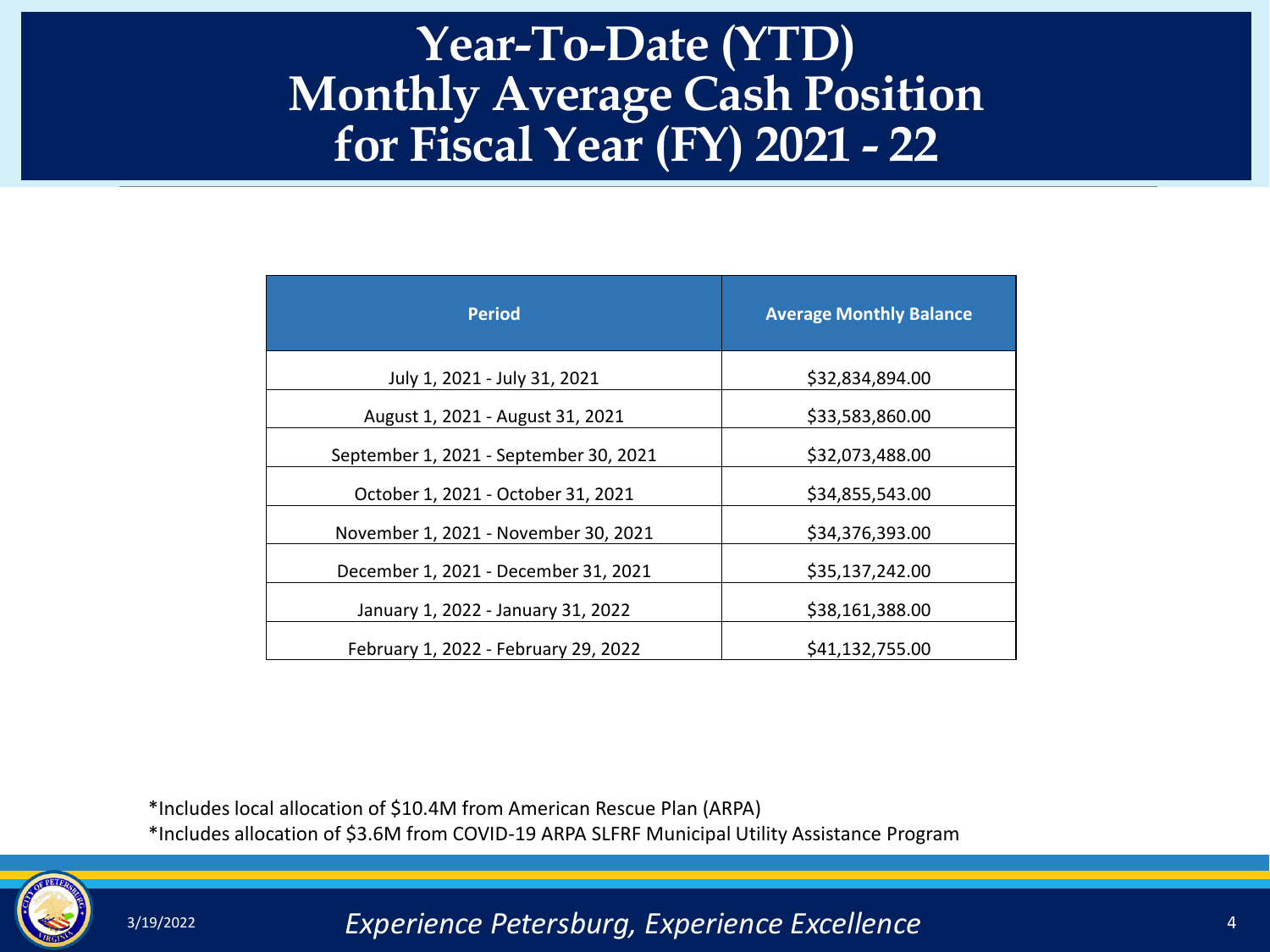# Year-To-Date (YTD) Monthly Average Cash Position for Fiscal Year (FY) 2021 - 22

| Period | Average Monthly Balance |
|---|---|
| July 1, 2021 - July 31, 2021 | $32,834,894.00 |
| August 1, 2021 - August 31, 2021 | $33,583,860.00 |
| September 1, 2021 - September 30, 2021 | $32,073,488.00 |
| October 1, 2021 - October 31, 2021 | $34,855,543.00 |
| November 1, 2021 - November 30, 2021 | $34,376,393.00 |
| December 1, 2021 - December 31, 2021 | $35,137,242.00 |
| January 1, 2022 - January 31, 2022 | $38,161,388.00 |
| February 1, 2022 - February 29, 2022 | $41,132,755.00 |

*Includes local allocation of $10.4M from American Rescue Plan (ARPA)
*Includes allocation of $3.6M from COVID-19 ARPA SLFRF Municipal Utility Assistance Program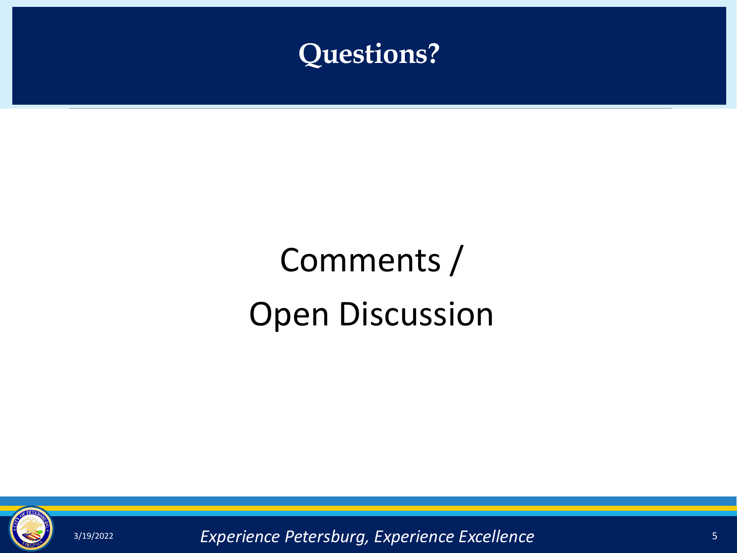# Questions?

Comments /

Open Discussion